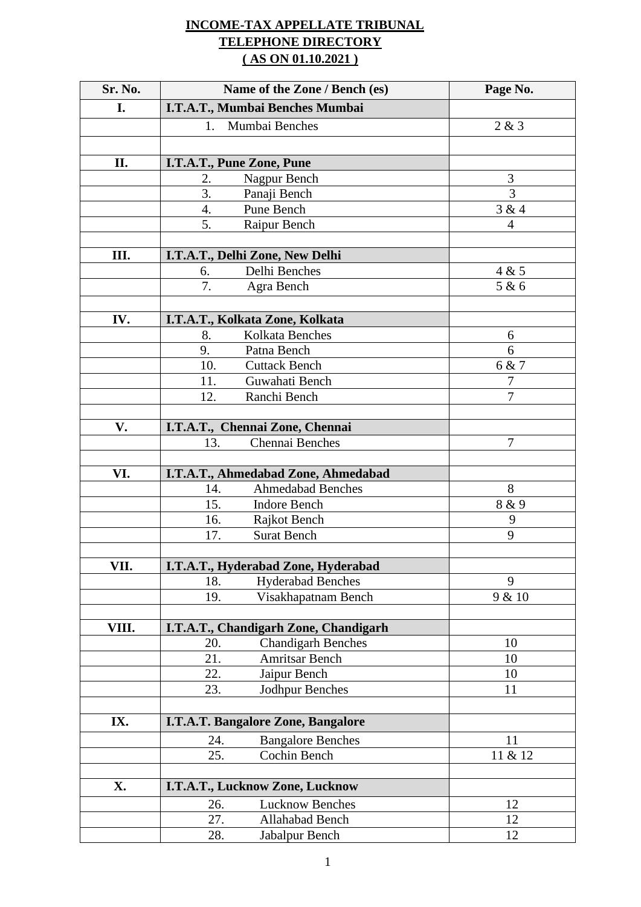**INCOME-TAX APPELLATE TRIBUNAL**
**TELEPHONE DIRECTORY**
**( AS ON 01.10.2021 )**

| Sr. No. | Name of the Zone / Bench (es) | Page No. |
|---|---|---|
| **I.** | **I.T.A.T., Mumbai Benches Mumbai** | |
| | 1. Mumbai Benches | 2 & 3 |
| | | |
| **II.** | **I.T.A.T., Pune Zone, Pune** | |
| | 2. Nagpur Bench | 3 |
| | 3. Panaji Bench | 3 |
| | 4. Pune Bench | 3 & 4 |
| | 5. Raipur Bench | 4 |
| | | |
| **III.** | **I.T.A.T., Delhi Zone, New Delhi** | |
| | 6. Delhi Benches | 4 & 5 |
| | 7. Agra Bench | 5 & 6 |
| | | |
| **IV.** | **I.T.A.T., Kolkata Zone, Kolkata** | |
| | 8. Kolkata Benches | 6 |
| | 9. Patna Bench | 6 |
| | 10. Cuttack Bench | 6 & 7 |
| | 11. Guwahati Bench | 7 |
| | 12. Ranchi Bench | 7 |
| | | |
| **V.** | **I.T.A.T., Chennai Zone, Chennai** | |
| | 13. Chennai Benches | 7 |
| | | |
| **VI.** | **I.T.A.T., Ahmedabad Zone, Ahmedabad** | |
| | 14. Ahmedabad Benches | 8 |
| | 15. Indore Bench | 8 & 9 |
| | 16. Rajkot Bench | 9 |
| | 17. Surat Bench | 9 |
| | | |
| **VII.** | **I.T.A.T., Hyderabad Zone, Hyderabad** | |
| | 18. Hyderabad Benches | 9 |
| | 19. Visakhapatnam Bench | 9 & 10 |
| | | |
| **VIII.** | **I.T.A.T., Chandigarh Zone, Chandigarh** | |
| | 20. Chandigarh Benches | 10 |
| | 21. Amritsar Bench | 10 |
| | 22. Jaipur Bench | 10 |
| | 23. Jodhpur Benches | 11 |
| | | |
| **IX.** | **I.T.A.T. Bangalore Zone, Bangalore** | |
| | 24. Bangalore Benches | 11 |
| | 25. Cochin Bench | 11 & 12 |
| | | |
| **X.** | **I.T.A.T., Lucknow Zone, Lucknow** | |
| | 26. Lucknow Benches | 12 |
| | 27. Allahabad Bench | 12 |
| | 28. Jabalpur Bench | 12 |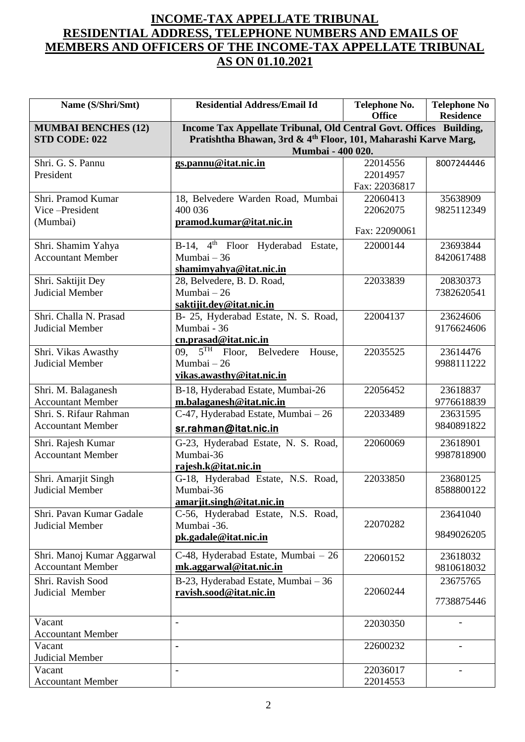# INCOME-TAX APPELLATE TRIBUNAL
## RESIDENTIAL ADDRESS, TELEPHONE NUMBERS AND EMAILS OF MEMBERS AND OFFICERS OF THE INCOME-TAX APPELLATE TRIBUNAL
## AS ON 01.10.2021

| Name (S/Shri/Smt) | Residential Address/Email Id | Telephone No. Office | Telephone No Residence |
|---|---|---|---|
| **MUMBAI BENCHES (12) STD CODE: 022** | **Income Tax Appellate Tribunal, Old Central Govt. Offices Building, Pratishtha Bhawan, 3rd & 4th Floor, 101, Maharashi Karve Marg, Mumbai - 400 020.** | | |
| Shri. G. S. Pannu President | **gs.pannu@itat.nic.in** | 22014556 22014957 Fax: 22036817 | 8007244446 |
| Shri. Pramod Kumar Vice –President (Mumbai) | 18, Belvedere Warden Road, Mumbai 400 036 **pramod.kumar@itat.nic.in** | 22060413 22062075 Fax: 22090061 | 35638909 9825112349 |
| Shri. Shamim Yahya Accountant Member | B-14, 4th Floor Hyderabad Estate, Mumbai – 36 **shamimyahya@itat.nic.in** | 22000144 | 23693844 8420617488 |
| Shri. Saktijit Dey Judicial Member | 28, Belvedere, B. D. Road, Mumbai – 26 **saktijit.dey@itat.nic.in** | 22033839 | 20830373 7382620541 |
| Shri. Challa N. Prasad Judicial Member | B- 25, Hyderabad Estate, N. S. Road, Mumbai - 36 **cn.prasad@itat.nic.in** | 22004137 | 23624606 9176624606 |
| Shri. Vikas Awasthy Judicial Member | 09, 5TH Floor, Belvedere House, Mumbai – 26 **vikas.awasthy@itat.nic.in** | 22035525 | 23614476 9988111222 |
| Shri. M. Balaganesh Accountant Member | B-18, Hyderabad Estate, Mumbai-26 **m.balaganesh@itat.nic.in** | 22056452 | 23618837 9776618839 |
| Shri. S. Rifaur Rahman Accountant Member | C-47, Hyderabad Estate, Mumbai – 26 **sr.rahman@itat.nic.in** | 22033489 | 23631595 9840891822 |
| Shri. Rajesh Kumar Accountant Member | G-23, Hyderabad Estate, N. S. Road, Mumbai-36 **rajesh.k@itat.nic.in** | 22060069 | 23618901 9987818900 |
| Shri. Amarjit Singh Judicial Member | G-18, Hyderabad Estate, N.S. Road, Mumbai-36 **amarjit.singh@itat.nic.in** | 22033850 | 23680125 8588800122 |
| Shri. Pavan Kumar Gadale Judicial Member | C-56, Hyderabad Estate, N.S. Road, Mumbai -36. **pk.gadale@itat.nic.in** | 22070282 | 23641040 9849026205 |
| Shri. Manoj Kumar Aggarwal Accountant Member | C-48, Hyderabad Estate, Mumbai – 26 **mk.aggarwal@itat.nic.in** | 22060152 | 23618032 9810618032 |
| Shri. Ravish Sood Judicial Member | B-23, Hyderabad Estate, Mumbai – 36 **ravish.sood@itat.nic.in** | 22060244 | 23675765 7738875446 |
| Vacant Accountant Member | - | 22030350 | - |
| Vacant Judicial Member | - | 22600232 | - |
| Vacant Accountant Member | - | 22036017 22014553 | - |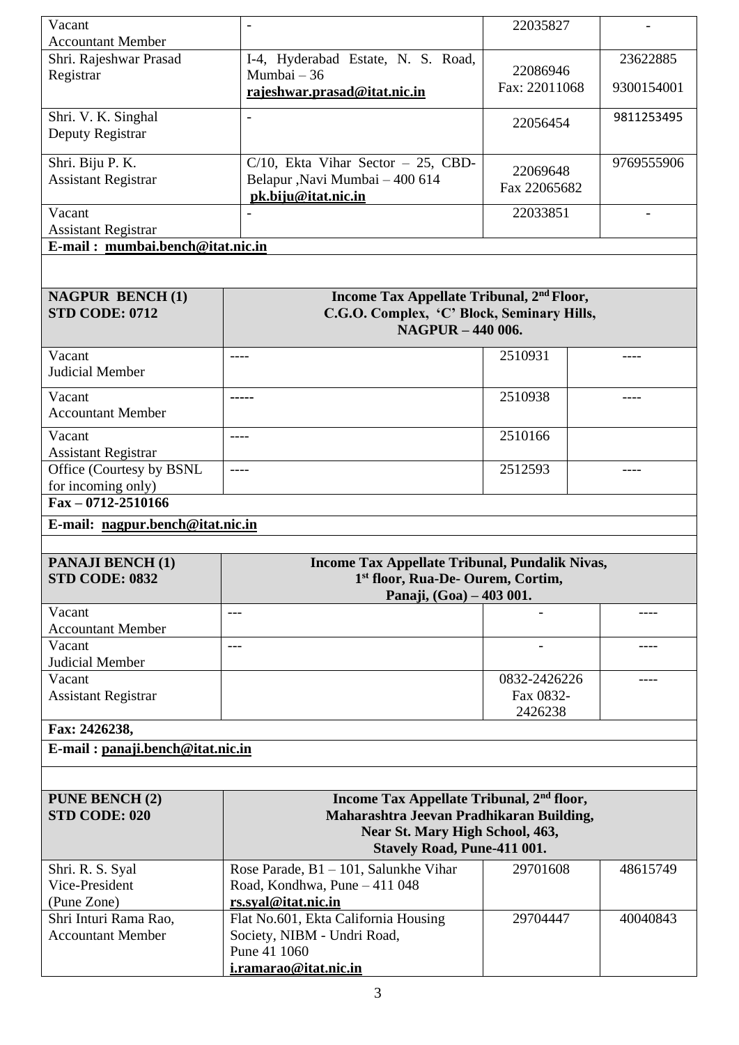| | | | |
|---|---|---|---|
| Vacant<br>Accountant Member | - | 22035827 | - |
| Shri. Rajeshwar Prasad<br>Registrar | I-4, Hyderabad Estate, N. S. Road, Mumbai – 36<br>**rajeshwar.prasad@itat.nic.in** | 22086946<br>Fax: 22011068 | 23622885<br>9300154001 |
| Shri. V. K. Singhal<br>Deputy Registrar | - | 22056454 | 9811253495 |
| Shri. Biju P. K.<br>Assistant Registrar | C/10, Ekta Vihar Sector – 25, CBD-Belapur ,Navi Mumbai – 400 614<br>**pk.biju@itat.nic.in** | 22069648<br>Fax 22065682 | 9769555906 |
| Vacant<br>Assistant Registrar | - | 22033851 | - |
| **E-mail : mumbai.bench@itat.nic.in** | | | |

| **NAGPUR BENCH (1)**<br>**STD CODE: 0712** | **Income Tax Appellate Tribunal, 2nd Floor, C.G.O. Complex, 'C' Block, Seminary Hills, NAGPUR – 440 006.** | | |
|---|---|---|---|
| Vacant<br>Judicial Member | ---- | 2510931 | ---- |
| Vacant<br>Accountant Member | ----- | 2510938 | ---- |
| Vacant<br>Assistant Registrar | ---- | 2510166 | |
| Office (Courtesy by BSNL for incoming only) | ---- | 2512593 | ---- |
| **Fax – 0712-2510166** | | | |
| **E-mail: nagpur.bench@itat.nic.in** | | | |

| **PANAJI BENCH (1)**<br>**STD CODE: 0832** | **Income Tax Appellate Tribunal, Pundalik Nivas, 1st floor, Rua-De- Ourem, Cortim, Panaji, (Goa) – 403 001.** | | |
|---|---|---|---|
| Vacant<br>Accountant Member | --- | - | ---- |
| Vacant<br>Judicial Member | --- | - | ---- |
| Vacant<br>Assistant Registrar | | 0832-2426226<br>Fax 0832-2426238 | ---- |
| **Fax: 2426238,** | | | |
| **E-mail : panaji.bench@itat.nic.in** | | | |

| **PUNE BENCH (2)**<br>**STD CODE: 020** | **Income Tax Appellate Tribunal, 2nd floor, Maharashtra Jeevan Pradhikaran Building, Near St. Mary High School, 463, Stavely Road, Pune-411 001.** | | |
|---|---|---|---|
| Shri. R. S. Syal<br>Vice-President<br>(Pune Zone) | Rose Parade, B1 – 101, Salunkhe Vihar Road, Kondhwa, Pune – 411 048<br>**rs.syal@itat.nic.in** | 29701608 | 48615749 |
| Shri Inturi Rama Rao,<br>Accountant Member | Flat No.601, Ekta California Housing Society, NIBM - Undri Road, Pune 41 1060<br>**i.ramarao@itat.nic.in** | 29704447 | 40040843 |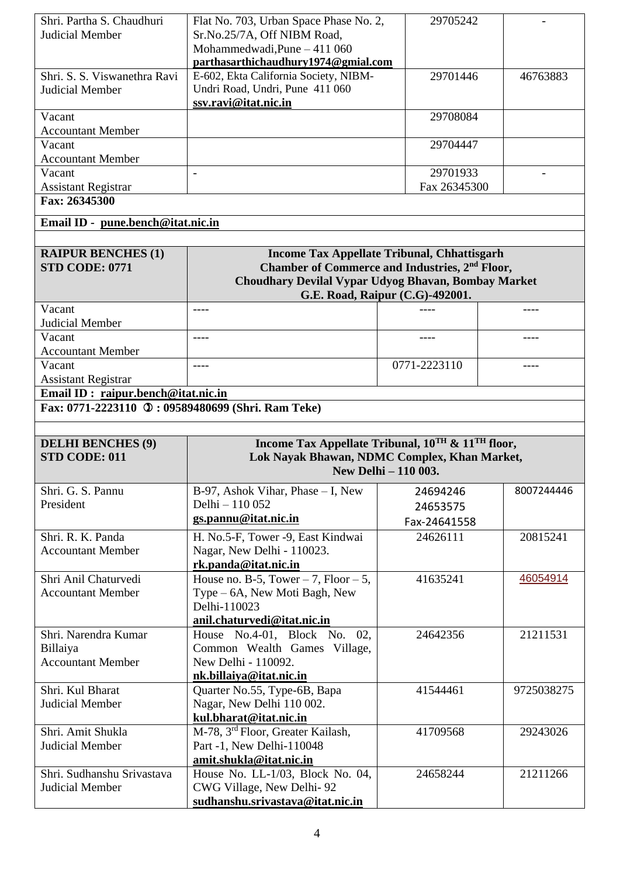| | | | |
|---|---|---|---|
| Shri. Partha S. Chaudhuri<br>Judicial Member | Flat No. 703, Urban Space Phase No. 2, Sr.No.25/7A, Off NIBM Road, Mohammedwadi,Pune – 411 060<br>**parthasarthichaudhury1974@gmial.com** | 29705242 | - |
| Shri. S. S. Viswanethra Ravi<br>Judicial Member | E-602, Ekta California Society, NIBM-Undri Road, Undri, Pune 411 060<br>**ssv.ravi@itat.nic.in** | 29701446 | 46763883 |
| Vacant<br>Accountant Member | | 29708084 | |
| Vacant<br>Accountant Member | | 29704447 | |
| Vacant<br>Assistant Registrar | - | 29701933<br>Fax 26345300 | - |
| **Fax: 26345300** | | | |
| **Email ID - pune.bench@itat.nic.in** | | | |

| **RAIPUR BENCHES (1)<br>STD CODE: 0771** | **Income Tax Appellate Tribunal, Chhattisgarh Chamber of Commerce and Industries, 2nd Floor, Choudhary Devilal Vypar Udyog Bhavan, Bombay Market G.E. Road, Raipur (C.G)-492001.** | | |
|---|---|---|---|
| Vacant<br>Judicial Member | ---- | ---- | ---- |
| Vacant<br>Accountant Member | ---- | ---- | ---- |
| Vacant<br>Assistant Registrar | ---- | 0771-2223110 | ---- |
| **Email ID : raipur.bench@itat.nic.in** | | | |
| **Fax: 0771-2223110 ✆ : 09589480699 (Shri. Ram Teke)** | | | |

| **DELHI BENCHES (9)<br>STD CODE: 011** | **Income Tax Appellate Tribunal, 10TH & 11TH floor, Lok Nayak Bhawan, NDMC Complex, Khan Market, New Delhi – 110 003.** | | |
|---|---|---|---|
| Shri. G. S. Pannu<br>President | B-97, Ashok Vihar, Phase – I, New Delhi – 110 052<br>**gs.pannu@itat.nic.in** | 24694246<br>24653575<br>Fax-24641558 | 8007244446 |
| Shri. R. K. Panda<br>Accountant Member | H. No.5-F, Tower -9, East Kindwai Nagar, New Delhi - 110023.<br>**rk.panda@itat.nic.in** | 24626111 | 20815241 |
| Shri Anil Chaturvedi<br>Accountant Member | House no. B-5, Tower – 7, Floor – 5, Type – 6A, New Moti Bagh, New Delhi-110023<br>**anil.chaturvedi@itat.nic.in** | 41635241 | 46054914 |
| Shri. Narendra Kumar Billaiya<br>Accountant Member | House No.4-01, Block No. 02, Common Wealth Games Village, New Delhi - 110092.<br>**nk.billaiya@itat.nic.in** | 24642356 | 21211531 |
| Shri. Kul Bharat<br>Judicial Member | Quarter No.55, Type-6B, Bapa Nagar, New Delhi 110 002.<br>**kul.bharat@itat.nic.in** | 41544461 | 9725038275 |
| Shri. Amit Shukla<br>Judicial Member | M-78, 3rd Floor, Greater Kailash, Part -1, New Delhi-110048<br>**amit.shukla@itat.nic.in** | 41709568 | 29243026 |
| Shri. Sudhanshu Srivastava<br>Judicial Member | House No. LL-1/03, Block No. 04, CWG Village, New Delhi- 92<br>**sudhanshu.srivastava@itat.nic.in** | 24658244 | 21211266 |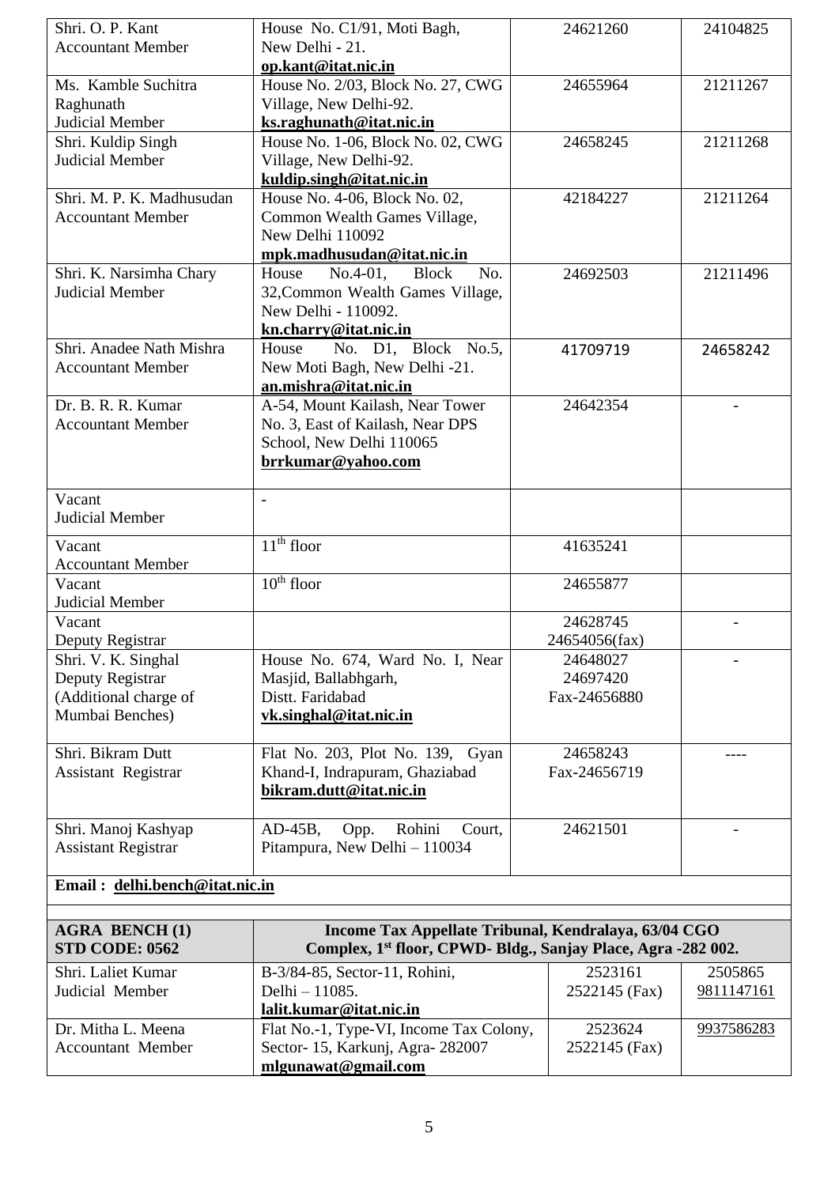| | | | |
|---|---|---|---|
| Shri. O. P. Kant<br>Accountant Member | House No. C1/91, Moti Bagh, New Delhi - 21.<br>**op.kant@itat.nic.in** | 24621260 | 24104825 |
| Ms. Kamble Suchitra Raghunath<br>Judicial Member | House No. 2/03, Block No. 27, CWG Village, New Delhi-92.<br>**ks.raghunath@itat.nic.in** | 24655964 | 21211267 |
| Shri. Kuldip Singh<br>Judicial Member | House No. 1-06, Block No. 02, CWG Village, New Delhi-92.<br>**kuldip.singh@itat.nic.in** | 24658245 | 21211268 |
| Shri. M. P. K. Madhusudan<br>Accountant Member | House No. 4-06, Block No. 02, Common Wealth Games Village, New Delhi 110092<br>**mpk.madhusudan@itat.nic.in** | 42184227 | 21211264 |
| Shri. K. Narsimha Chary<br>Judicial Member | House No.4-01, Block No. 32,Common Wealth Games Village, New Delhi - 110092.<br>**kn.charry@itat.nic.in** | 24692503 | 21211496 |
| Shri. Anadee Nath Mishra<br>Accountant Member | House No. D1, Block No.5, New Moti Bagh, New Delhi -21.<br>**an.mishra@itat.nic.in** | 41709719 | 24658242 |
| Dr. B. R. R. Kumar<br>Accountant Member | A-54, Mount Kailash, Near Tower No. 3, East of Kailash, Near DPS School, New Delhi 110065<br>**brrkumar@yahoo.com** | 24642354 | - |
| Vacant<br>Judicial Member | - | | |
| Vacant<br>Accountant Member | 11th floor | 41635241 | |
| Vacant<br>Judicial Member | 10th floor | 24655877 | |
| Vacant<br>Deputy Registrar | | 24628745<br>24654056(fax) | - |
| Shri. V. K. Singhal<br>Deputy Registrar<br>(Additional charge of Mumbai Benches) | House No. 674, Ward No. I, Near Masjid, Ballabhgarh, Distt. Faridabad<br>**vk.singhal@itat.nic.in** | 24648027<br>24697420<br>Fax-24656880 | - |
| Shri. Bikram Dutt<br>Assistant Registrar | Flat No. 203, Plot No. 139, Gyan Khand-I, Indrapuram, Ghaziabad<br>**bikram.dutt@itat.nic.in** | 24658243<br>Fax-24656719 | ---- |
| Shri. Manoj Kashyap<br>Assistant Registrar | AD-45B, Opp. Rohini Court, Pitampura, New Delhi – 110034 | 24621501 | - |

**Email : delhi.bench@itat.nic.in**

| **AGRA BENCH (1)**<br>**STD CODE: 0562** | **Income Tax Appellate Tribunal, Kendralaya, 63/04 CGO Complex, 1st floor, CPWD- Bldg., Sanjay Place, Agra -282 002.** | | |
|---|---|---|---|
| Shri. Laliet Kumar<br>Judicial Member | B-3/84-85, Sector-11, Rohini, Delhi – 11085.<br>**lalit.kumar@itat.nic.in** | 2523161<br>2522145 (Fax) | 2505865<br>9811147161 |
| Dr. Mitha L. Meena<br>Accountant Member | Flat No.-1, Type-VI, Income Tax Colony, Sector- 15, Karkunj, Agra- 282007<br>**mlgunawat@gmail.com** | 2523624<br>2522145 (Fax) | 9937586283 |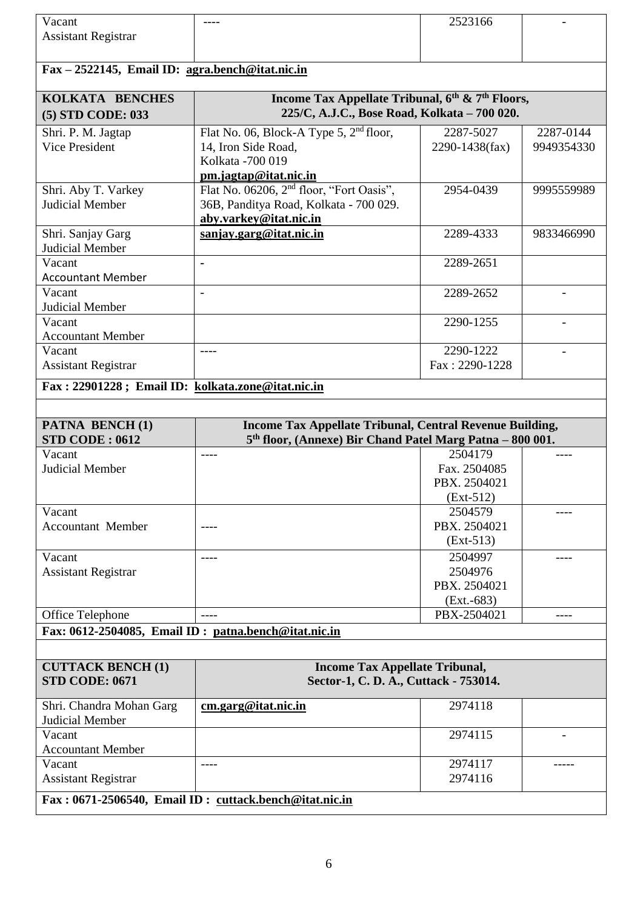| Vacant<br>Assistant Registrar | ---- | 2523166 | - |
|---|---|---|---|
| **Fax – 2522145, Email ID: agra.bench@itat.nic.in** | | | |

| **KOLKATA BENCHES (5) STD CODE: 033** | **Income Tax Appellate Tribunal, 6th & 7th Floors, 225/C, A.J.C., Bose Road, Kolkata – 700 020.** | | |
|---|---|---|---|
| Shri. P. M. Jagtap<br>Vice President | Flat No. 06, Block-A Type 5, 2nd floor, 14, Iron Side Road, Kolkata -700 019<br>**pm.jagtap@itat.nic.in** | 2287-5027<br>2290-1438(fax) | 2287-0144<br>9949354330 |
| Shri. Aby T. Varkey<br>Judicial Member | Flat No. 06206, 2nd floor, "Fort Oasis", 36B, Panditya Road, Kolkata - 700 029.<br>**aby.varkey@itat.nic.in** | 2954-0439 | 9995559989 |
| Shri. Sanjay Garg<br>Judicial Member | **sanjay.garg@itat.nic.in** | 2289-4333 | 9833466990 |
| Vacant<br>Accountant Member | - | 2289-2651 | |
| Vacant<br>Judicial Member | - | 2289-2652 | - |
| Vacant<br>Accountant Member | | 2290-1255 | - |
| Vacant<br>Assistant Registrar | ---- | 2290-1222<br>Fax : 2290-1228 | - |
| **Fax : 22901228 ; Email ID: kolkata.zone@itat.nic.in** | | | |

| **PATNA BENCH (1) STD CODE : 0612** | **Income Tax Appellate Tribunal, Central Revenue Building, 5th floor, (Annexe) Bir Chand Patel Marg Patna – 800 001.** | | |
|---|---|---|---|
| Vacant<br>Judicial Member | ---- | 2504179<br>Fax. 2504085<br>PBX. 2504021<br>(Ext-512) | ---- |
| Vacant<br>Accountant Member | ---- | 2504579<br>PBX. 2504021<br>(Ext-513) | ---- |
| Vacant<br>Assistant Registrar | ---- | 2504997<br>2504976<br>PBX. 2504021<br>(Ext.-683) | ---- |
| Office Telephone | ---- | PBX-2504021 | ---- |
| **Fax: 0612-2504085, Email ID : patna.bench@itat.nic.in** | | | |

| **CUTTACK BENCH (1) STD CODE: 0671** | **Income Tax Appellate Tribunal, Sector-1, C. D. A., Cuttack - 753014.** | | |
|---|---|---|---|
| Shri. Chandra Mohan Garg<br>Judicial Member | **cm.garg@itat.nic.in** | 2974118 | |
| Vacant<br>Accountant Member | | 2974115 | - |
| Vacant<br>Assistant Registrar | ---- | 2974117<br>2974116 | ----- |
| **Fax : 0671-2506540, Email ID : cuttack.bench@itat.nic.in** | | | |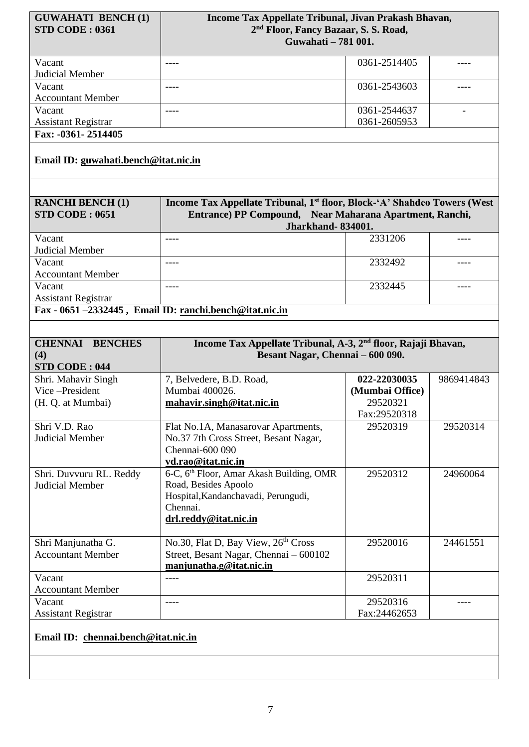| **GUWAHATI BENCH (1)**<br>**STD CODE : 0361** | **Income Tax Appellate Tribunal, Jivan Prakash Bhavan, 2nd Floor, Fancy Bazaar, S. S. Road, Guwahati – 781 001.** | | |
|---|---|---|---|
| Vacant<br>Judicial Member | ---- | 0361-2514405 | ---- |
| Vacant<br>Accountant Member | ---- | 0361-2543603 | ---- |
| Vacant<br>Assistant Registrar | ---- | 0361-2544637<br>0361-2605953 | - |
| **Fax: -0361- 2514405** | | | |
| **Email ID: guwahati.bench@itat.nic.in** | | | |

| **RANCHI BENCH (1)**<br>**STD CODE : 0651** | **Income Tax Appellate Tribunal, 1st floor, Block-'A' Shahdeo Towers (West Entrance) PP Compound, Near Maharana Apartment, Ranchi, Jharkhand- 834001.** | | |
|---|---|---|---|
| Vacant<br>Judicial Member | ---- | 2331206 | ---- |
| Vacant<br>Accountant Member | ---- | 2332492 | ---- |
| Vacant<br>Assistant Registrar | ---- | 2332445 | ---- |
| **Fax - 0651 –2332445 , Email ID: ranchi.bench@itat.nic.in** | | | |

| **CHENNAI BENCHES (4)**<br>**STD CODE : 044** | **Income Tax Appellate Tribunal, A-3, 2nd floor, Rajaji Bhavan, Besant Nagar, Chennai – 600 090.** | | |
|---|---|---|---|
| Shri. Mahavir Singh<br>Vice –President<br>(H. Q. at Mumbai) | 7, Belvedere, B.D. Road,<br>Mumbai 400026.<br>**mahavir.singh@itat.nic.in** | **022-22030035**<br>**(Mumbai Office)**<br>29520321<br>Fax:29520318 | 9869414843 |
| Shri V.D. Rao<br>Judicial Member | Flat No.1A, Manasarovar Apartments, No.37 7th Cross Street, Besant Nagar, Chennai-600 090<br>**vd.rao@itat.nic.in** | 29520319 | 29520314 |
| Shri. Duvvuru RL. Reddy<br>Judicial Member | 6-C, 6th Floor, Amar Akash Building, OMR Road, Besides Apoolo Hospital,Kandanchavadi, Perungudi, Chennai.<br>**drl.reddy@itat.nic.in** | 29520312 | 24960064 |
| Shri Manjunatha G.<br>Accountant Member | No.30, Flat D, Bay View, 26th Cross Street, Besant Nagar, Chennai – 600102<br>**manjunatha.g@itat.nic.in** | 29520016 | 24461551 |
| Vacant<br>Accountant Member | ---- | 29520311 | |
| Vacant<br>Assistant Registrar | ---- | 29520316<br>Fax:24462653 | ---- |
| **Email ID: chennai.bench@itat.nic.in** | | | |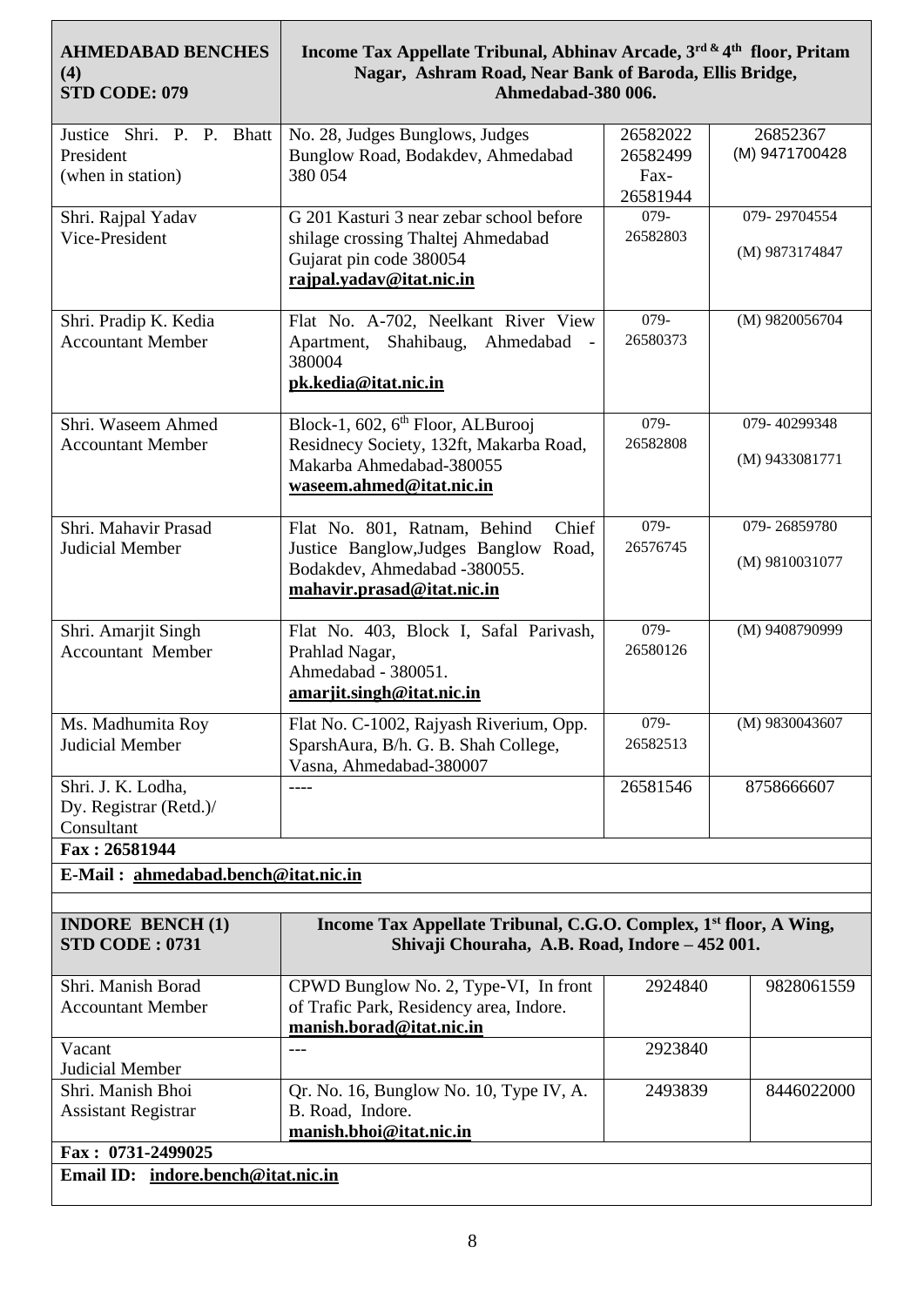| AHMEDABAD BENCHES (4) STD CODE: 079 | Income Tax Appellate Tribunal, Abhinav Arcade, 3rd & 4th floor, Pritam Nagar, Ashram Road, Near Bank of Baroda, Ellis Bridge, Ahmedabad-380 006. | | |
|---|---|---|---|
| Justice Shri. P. P. Bhatt President (when in station) | No. 28, Judges Bunglows, Judges Bunglow Road, Bodakdev, Ahmedabad 380 054 | 26582022 26582499 Fax- 26581944 | 26852367 (M) 9471700428 |
| Shri. Rajpal Yadav Vice-President | G 201 Kasturi 3 near zebar school before shilage crossing Thaltej Ahmedabad Gujarat pin code 380054 **rajpal.yadav@itat.nic.in** | 079-26582803 | 079- 29704554 (M) 9873174847 |
| Shri. Pradip K. Kedia Accountant Member | Flat No. A-702, Neelkant River View Apartment, Shahibaug, Ahmedabad - 380004 **pk.kedia@itat.nic.in** | 079-26580373 | (M) 9820056704 |
| Shri. Waseem Ahmed Accountant Member | Block-1, 602, 6th Floor, ALBurooj Residnecy Society, 132ft, Makarba Road, Makarba Ahmedabad-380055 **waseem.ahmed@itat.nic.in** | 079-26582808 | 079- 40299348 (M) 9433081771 |
| Shri. Mahavir Prasad Judicial Member | Flat No. 801, Ratnam, Behind Chief Justice Banglow,Judges Banglow Road, Bodakdev, Ahmedabad -380055. **mahavir.prasad@itat.nic.in** | 079-26576745 | 079- 26859780 (M) 9810031077 |
| Shri. Amarjit Singh Accountant Member | Flat No. 403, Block I, Safal Parivash, Prahlad Nagar, Ahmedabad - 380051. **amarjit.singh@itat.nic.in** | 079-26580126 | (M) 9408790999 |
| Ms. Madhumita Roy Judicial Member | Flat No. C-1002, Rajyash Riverium, Opp. SparshAura, B/h. G. B. Shah College, Vasna, Ahmedabad-380007 | 079-26582513 | (M) 9830043607 |
| Shri. J. K. Lodha, Dy. Registrar (Retd.)/ Consultant | ---- | 26581546 | 8758666607 |
| **Fax : 26581944** | | | |
| **E-Mail : ahmedabad.bench@itat.nic.in** | | | |

| INDORE BENCH (1) STD CODE : 0731 | Income Tax Appellate Tribunal, C.G.O. Complex, 1st floor, A Wing, Shivaji Chouraha, A.B. Road, Indore – 452 001. | | |
|---|---|---|---|
| Shri. Manish Borad Accountant Member | CPWD Bunglow No. 2, Type-VI, In front of Trafic Park, Residency area, Indore. **manish.borad@itat.nic.in** | 2924840 | 9828061559 |
| Vacant Judicial Member | --- | 2923840 | |
| Shri. Manish Bhoi Assistant Registrar | Qr. No. 16, Bunglow No. 10, Type IV, A. B. Road, Indore. **manish.bhoi@itat.nic.in** | 2493839 | 8446022000 |
| **Fax : 0731-2499025** | | | |
| **Email ID: indore.bench@itat.nic.in** | | | |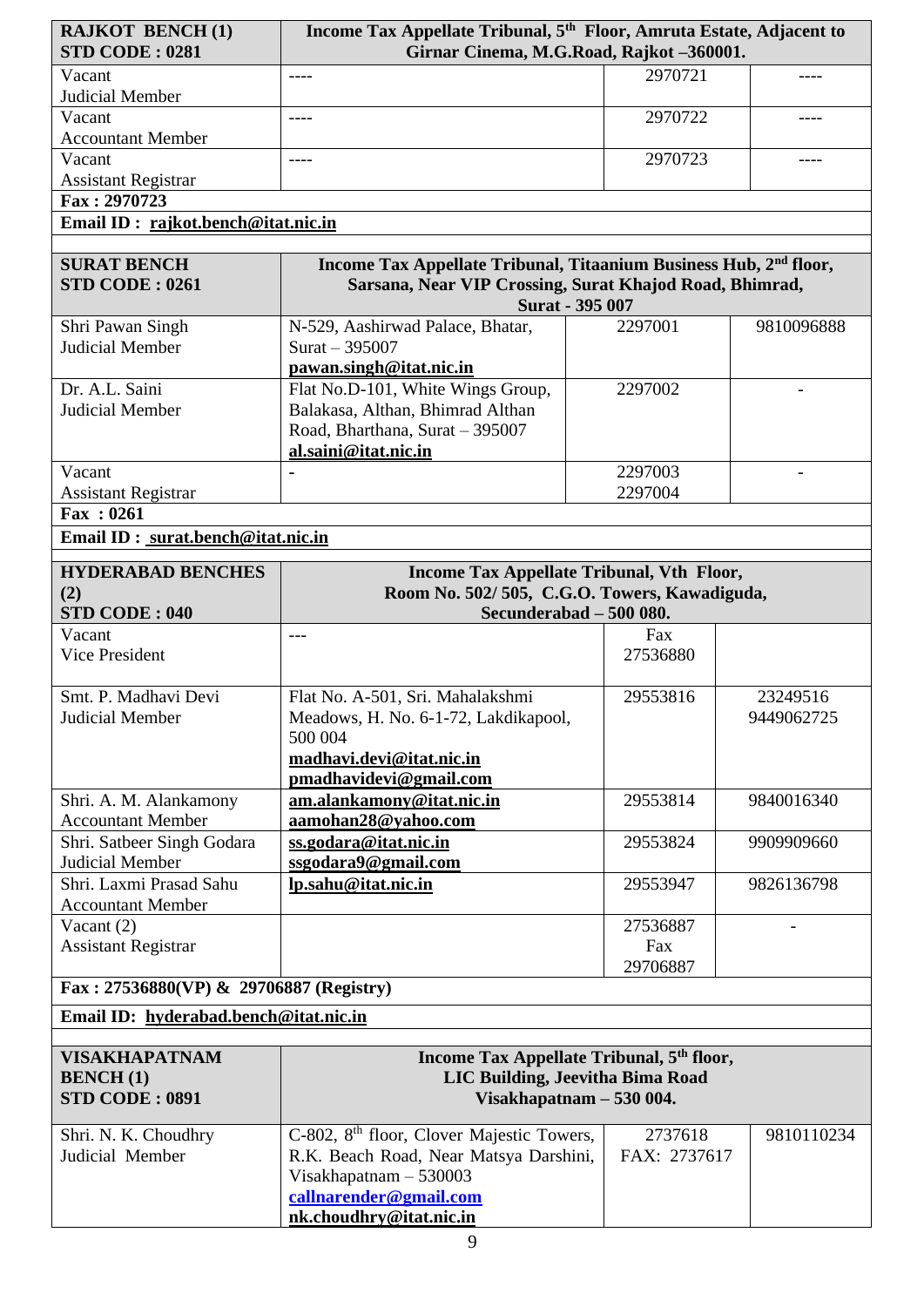| **RAJKOT BENCH (1)**<br>**STD CODE : 0281** | **Income Tax Appellate Tribunal, 5th Floor, Amruta Estate, Adjacent to Girnar Cinema, M.G.Road, Rajkot –360001.** | | |
|---|---|---|---|
| Vacant<br>Judicial Member | ---- | 2970721 | ---- |
| Vacant<br>Accountant Member | ---- | 2970722 | ---- |
| Vacant<br>Assistant Registrar | ---- | 2970723 | ---- |
| **Fax : 2970723** | | | |
| **Email ID : rajkot.bench@itat.nic.in** | | | |

| **SURAT BENCH**<br>**STD CODE : 0261** | **Income Tax Appellate Tribunal, Titaanium Business Hub, 2nd floor, Sarsana, Near VIP Crossing, Surat Khajod Road, Bhimrad, Surat - 395 007** | | |
|---|---|---|---|
| Shri Pawan Singh<br>Judicial Member | N-529, Aashirwad Palace, Bhatar, Surat – 395007<br>**pawan.singh@itat.nic.in** | 2297001 | 9810096888 |
| Dr. A.L. Saini<br>Judicial Member | Flat No.D-101, White Wings Group, Balakasa, Althan, Bhimrad Althan Road, Bharthana, Surat – 395007<br>**al.saini@itat.nic.in** | 2297002 | - |
| Vacant<br>Assistant Registrar | - | 2297003<br>2297004 | - |
| **Fax : 0261** | | | |
| **Email ID : surat.bench@itat.nic.in** | | | |

| **HYDERABAD BENCHES (2)**<br>**STD CODE : 040** | **Income Tax Appellate Tribunal, Vth Floor, Room No. 502/ 505, C.G.O. Towers, Kawadiguda, Secunderabad – 500 080.** | | |
|---|---|---|---|
| Vacant<br>Vice President | --- | Fax<br>27536880 | |
| Smt. P. Madhavi Devi<br>Judicial Member | Flat No. A-501, Sri. Mahalakshmi Meadows, H. No. 6-1-72, Lakdikapool, 500 004<br>**madhavi.devi@itat.nic.in**<br>**pmadhavidevi@gmail.com** | 29553816 | 23249516<br>9449062725 |
| Shri. A. M. Alankamony<br>Accountant Member | **am.alankamony@itat.nic.in**<br>**aamohan28@yahoo.com** | 29553814 | 9840016340 |
| Shri. Satbeer Singh Godara<br>Judicial Member | **ss.godara@itat.nic.in**<br>**ssgodara9@gmail.com** | 29553824 | 9909909660 |
| Shri. Laxmi Prasad Sahu<br>Accountant Member | **lp.sahu@itat.nic.in** | 29553947 | 9826136798 |
| Vacant (2)<br>Assistant Registrar | | 27536887<br>Fax<br>29706887 | - |
| **Fax : 27536880(VP) & 29706887 (Registry)** | | | |
| **Email ID: hyderabad.bench@itat.nic.in** | | | |

| **VISAKHAPATNAM BENCH (1)**<br>**STD CODE : 0891** | **Income Tax Appellate Tribunal, 5th floor, LIC Building, Jeevitha Bima Road Visakhapatnam – 530 004.** | | |
|---|---|---|---|
| Shri. N. K. Choudhry<br>Judicial Member | C-802, 8th floor, Clover Majestic Towers, R.K. Beach Road, Near Matsya Darshini, Visakhapatnam – 530003<br>**callnarender@gmail.com**<br>**nk.choudhry@itat.nic.in** | 2737618<br>FAX: 2737617 | 9810110234 |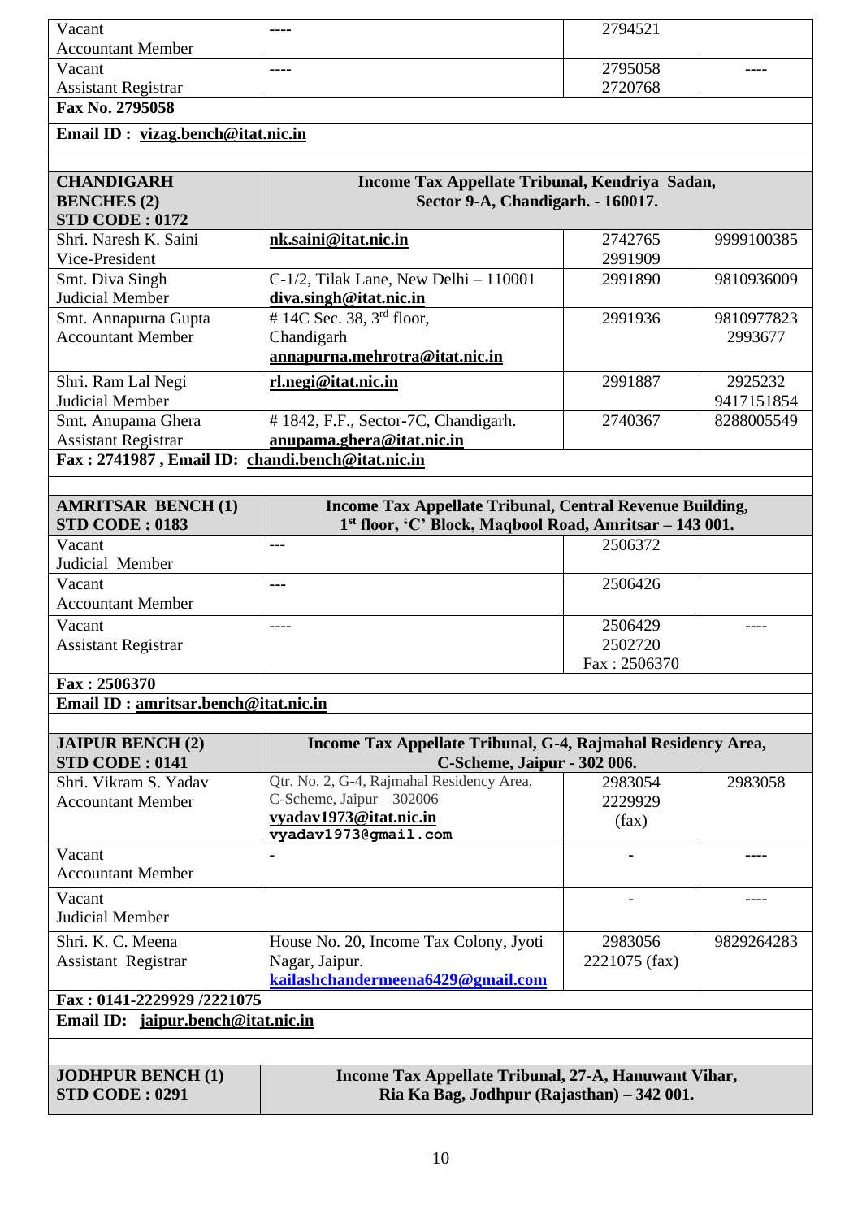| | | | |
|---|---|---|---|
| Vacant<br>Accountant Member | ---- | 2794521 | |
| Vacant<br>Assistant Registrar | ---- | 2795058<br>2720768 | ---- |
| **Fax No. 2795058** | | | |
| **Email ID : vizag.bench@itat.nic.in** | | | |

| **CHANDIGARH BENCHES (2)<br>STD CODE : 0172** | **Income Tax Appellate Tribunal, Kendriya Sadan, Sector 9-A, Chandigarh. - 160017.** | | |
|---|---|---|---|
| Shri. Naresh K. Saini<br>Vice-President | **nk.saini@itat.nic.in** | 2742765<br>2991909 | 9999100385 |
| Smt. Diva Singh<br>Judicial Member | C-1/2, Tilak Lane, New Delhi – 110001<br>**diva.singh@itat.nic.in** | 2991890 | 9810936009 |
| Smt. Annapurna Gupta<br>Accountant Member | # 14C Sec. 38, 3rd floor, Chandigarh<br>**annapurna.mehrotra@itat.nic.in** | 2991936 | 9810977823<br>2993677 |
| Shri. Ram Lal Negi<br>Judicial Member | **rl.negi@itat.nic.in** | 2991887 | 2925232<br>9417151854 |
| Smt. Anupama Ghera<br>Assistant Registrar | # 1842, F.F., Sector-7C, Chandigarh.<br>**anupama.ghera@itat.nic.in** | 2740367 | 8288005549 |
| **Fax : 2741987 , Email ID: chandi.bench@itat.nic.in** | | | |

| **AMRITSAR BENCH (1)<br>STD CODE : 0183** | **Income Tax Appellate Tribunal, Central Revenue Building, 1st floor, 'C' Block, Maqbool Road, Amritsar – 143 001.** | | |
|---|---|---|---|
| Vacant<br>Judicial Member | --- | 2506372 | |
| Vacant<br>Accountant Member | --- | 2506426 | |
| Vacant<br>Assistant Registrar | ---- | 2506429<br>2502720<br>Fax : 2506370 | ---- |
| **Fax : 2506370** | | | |
| **Email ID : amritsar.bench@itat.nic.in** | | | |

| **JAIPUR BENCH (2)<br>STD CODE : 0141** | **Income Tax Appellate Tribunal, G-4, Rajmahal Residency Area, C-Scheme, Jaipur - 302 006.** | | |
|---|---|---|---|
| Shri. Vikram S. Yadav<br>Accountant Member | Qtr. No. 2, G-4, Rajmahal Residency Area, C-Scheme, Jaipur – 302006<br>**vyadav1973@itat.nic.in**<br>**vyadav1973@gmail.com** | 2983054<br>2229929<br>(fax) | 2983058 |
| Vacant<br>Accountant Member | - | - | ---- |
| Vacant<br>Judicial Member | | - | ---- |
| Shri. K. C. Meena<br>Assistant Registrar | House No. 20, Income Tax Colony, Jyoti Nagar, Jaipur.<br>**kailashchandermeena6429@gmail.com** | 2983056<br>2221075 (fax) | 9829264283 |
| **Fax : 0141-2229929 /2221075** | | | |
| **Email ID: jaipur.bench@itat.nic.in** | | | |

| **JODHPUR BENCH (1)<br>STD CODE : 0291** | **Income Tax Appellate Tribunal, 27-A, Hanuwant Vihar, Ria Ka Bag, Jodhpur (Rajasthan) – 342 001.** | | |
|---|---|---|---|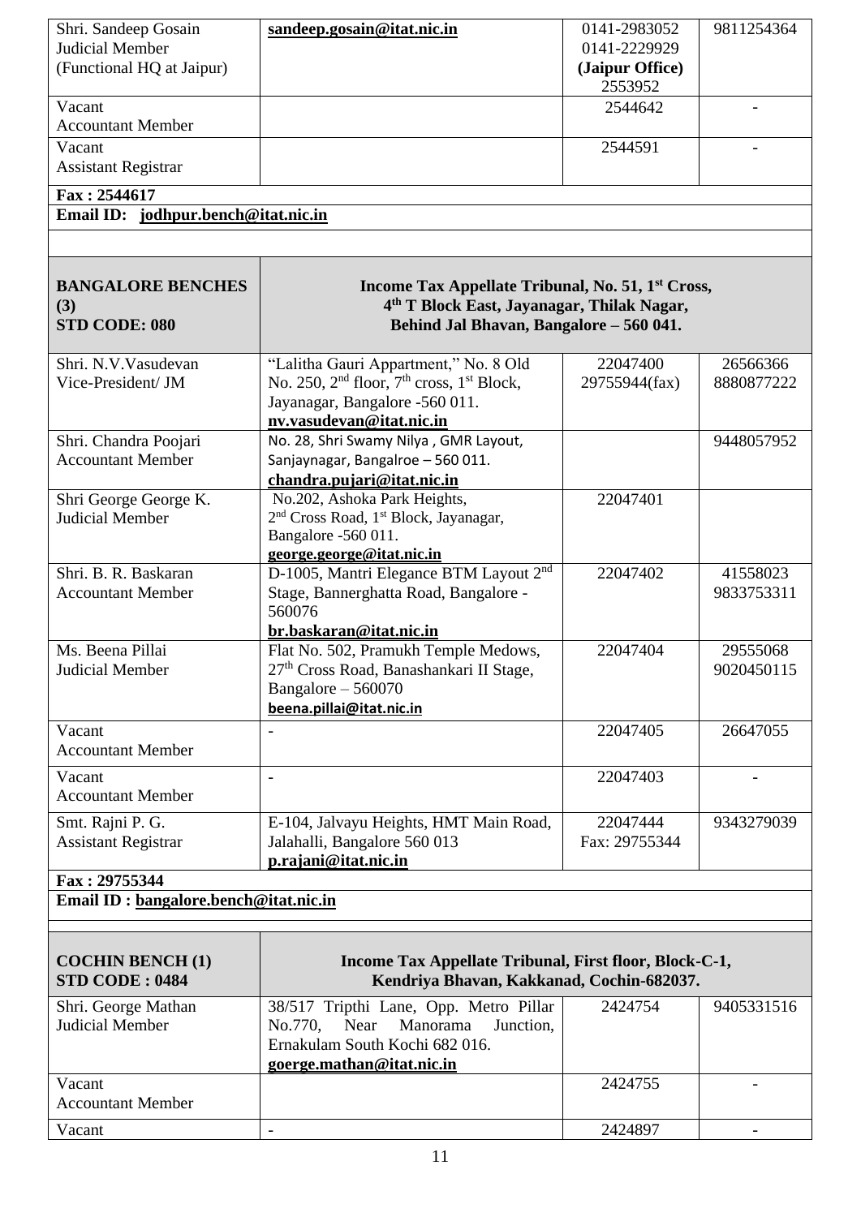| | | | |
|---|---|---|---|
| Shri. Sandeep Gosain<br>Judicial Member<br>(Functional HQ at Jaipur) | **sandeep.gosain@itat.nic.in** | 0141-2983052<br>0141-2229929<br>**(Jaipur Office)**<br>2553952 | 9811254364 |
| Vacant<br>Accountant Member | | 2544642 | - |
| Vacant<br>Assistant Registrar | | 2544591 | - |
| **Fax : 2544617** | | | |
| **Email ID: jodhpur.bench@itat.nic.in** | | | |

| **BANGALORE BENCHES (3)<br>STD CODE: 080** | **Income Tax Appellate Tribunal, No. 51, 1st Cross, 4th T Block East, Jayanagar, Thilak Nagar, Behind Jal Bhavan, Bangalore – 560 041.** | | |
|---|---|---|---|
| Shri. N.V.Vasudevan<br>Vice-President/ JM | "Lalitha Gauri Appartment," No. 8 Old No. 250, 2nd floor, 7th cross, 1st Block, Jayanagar, Bangalore -560 011.<br>**nv.vasudevan@itat.nic.in** | 22047400<br>29755944(fax) | 26566366<br>8880877222 |
| Shri. Chandra Poojari<br>Accountant Member | No. 28, Shri Swamy Nilya , GMR Layout, Sanjaynagar, Bangalroe – 560 011.<br>**chandra.pujari@itat.nic.in** | | 9448057952 |
| Shri George George K.<br>Judicial Member | No.202, Ashoka Park Heights, 2nd Cross Road, 1st Block, Jayanagar, Bangalore -560 011.<br>**george.george@itat.nic.in** | 22047401 | |
| Shri. B. R. Baskaran<br>Accountant Member | D-1005, Mantri Elegance BTM Layout 2nd Stage, Bannerghatta Road, Bangalore - 560076<br>**br.baskaran@itat.nic.in** | 22047402 | 41558023<br>9833753311 |
| Ms. Beena Pillai<br>Judicial Member | Flat No. 502, Pramukh Temple Medows, 27th Cross Road, Banashankari II Stage, Bangalore – 560070<br>**beena.pillai@itat.nic.in** | 22047404 | 29555068<br>9020450115 |
| Vacant<br>Accountant Member | - | 22047405 | 26647055 |
| Vacant<br>Accountant Member | - | 22047403 | - |
| Smt. Rajni P. G.<br>Assistant Registrar | E-104, Jalvayu Heights, HMT Main Road, Jalahalli, Bangalore 560 013<br>**p.rajani@itat.nic.in** | 22047444<br>Fax: 29755344 | 9343279039 |
| **Fax : 29755344** | | | |
| **Email ID : bangalore.bench@itat.nic.in** | | | |

| **COCHIN BENCH (1)<br>STD CODE : 0484** | **Income Tax Appellate Tribunal, First floor, Block-C-1, Kendriya Bhavan, Kakkanad, Cochin-682037.** | | |
|---|---|---|---|
| Shri. George Mathan<br>Judicial Member | 38/517 Tripthi Lane, Opp. Metro Pillar No.770, Near Manorama Junction, Ernakulam South Kochi 682 016.<br>**goerge.mathan@itat.nic.in** | 2424754 | 9405331516 |
| Vacant<br>Accountant Member | | 2424755 | - |
| Vacant | - | 2424897 | - |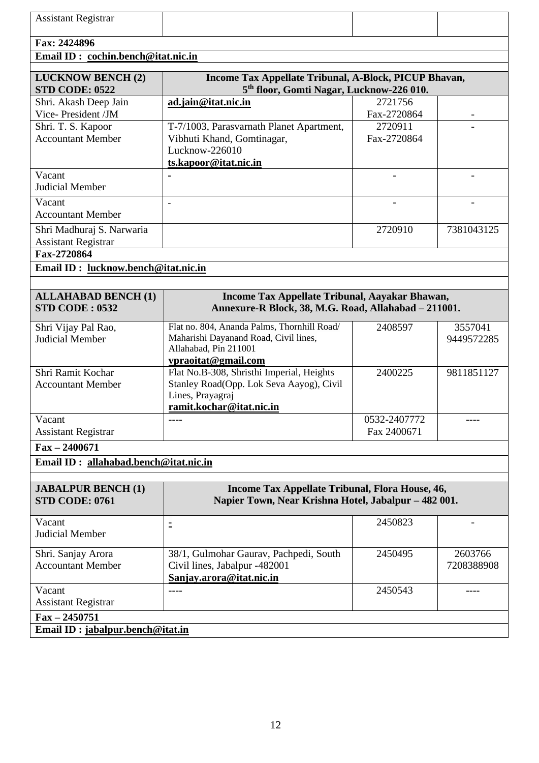| | | | |
|---|---|---|---|
| Assistant Registrar | | | |
| **Fax: 2424896** | | | |
| **Email ID : cochin.bench@itat.nic.in** | | | |
| | | | |
| **LUCKNOW BENCH (2) STD CODE: 0522** | **Income Tax Appellate Tribunal, A-Block, PICUP Bhavan, 5th floor, Gomti Nagar, Lucknow-226 010.** | | |
| Shri. Akash Deep Jain Vice- President /JM | **ad.jain@itat.nic.in** | 2721756 Fax-2720864 | - |
| Shri. T. S. Kapoor Accountant Member | T-7/1003, Parasvarnath Planet Apartment, Vibhuti Khand, Gomtinagar, Lucknow-226010 **ts.kapoor@itat.nic.in** | 2720911 Fax-2720864 | - |
| Vacant Judicial Member | - | - | - |
| Vacant Accountant Member | - | - | - |
| Shri Madhuraj S. Narwaria Assistant Registrar | | 2720910 | 7381043125 |
| **Fax-2720864** | | | |
| **Email ID : lucknow.bench@itat.nic.in** | | | |
| | | | |
| **ALLAHABAD BENCH (1) STD CODE : 0532** | **Income Tax Appellate Tribunal, Aayakar Bhawan, Annexure-R Block, 38, M.G. Road, Allahabad – 211001.** | | |
| Shri Vijay Pal Rao, Judicial Member | Flat no. 804, Ananda Palms, Thornhill Road/ Maharishi Dayanand Road, Civil lines, Allahabad, Pin 211001 **vpraoitat@gmail.com** | 2408597 | 3557041 9449572285 |
| Shri Ramit Kochar Accountant Member | Flat No.B-308, Shristhi Imperial, Heights Stanley Road(Opp. Lok Seva Aayog), Civil Lines, Prayagraj **ramit.kochar@itat.nic.in** | 2400225 | 9811851127 |
| Vacant Assistant Registrar | ---- | 0532-2407772 Fax 2400671 | ---- |
| **Fax – 2400671** | | | |
| **Email ID : allahabad.bench@itat.nic.in** | | | |
| | | | |
| **JABALPUR BENCH (1) STD CODE: 0761** | **Income Tax Appellate Tribunal, Flora House, 46, Napier Town, Near Krishna Hotel, Jabalpur – 482 001.** | | |
| Vacant Judicial Member | - | 2450823 | - |
| Shri. Sanjay Arora Accountant Member | 38/1, Gulmohar Gaurav, Pachpedi, South Civil lines, Jabalpur -482001 **Sanjay.arora@itat.nic.in** | 2450495 | 2603766 7208388908 |
| Vacant Assistant Registrar | ---- | 2450543 | ---- |
| **Fax – 2450751** | | | |
| **Email ID : jabalpur.bench@itat.in** | | | |